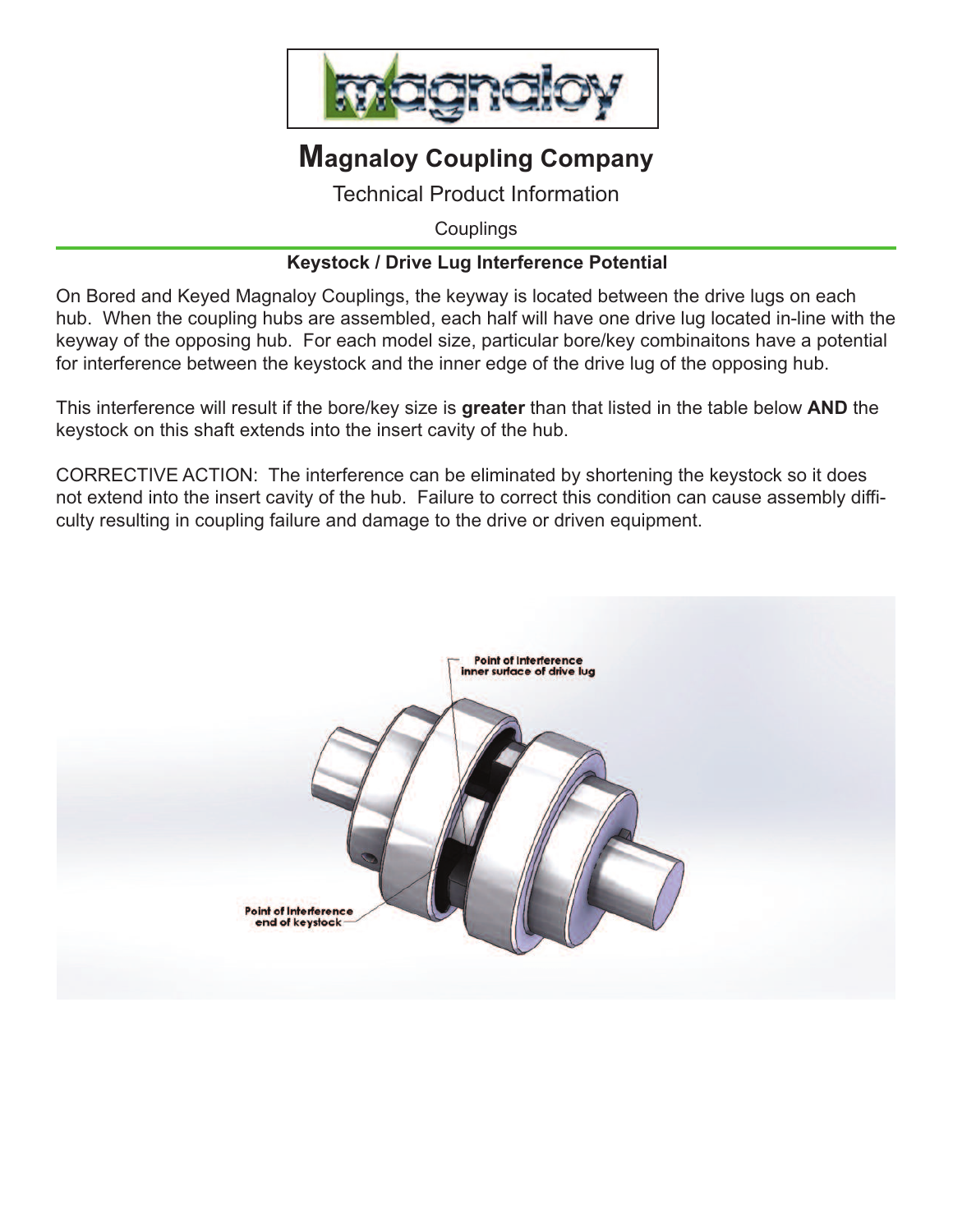# Magnaloy Coupling Company

Technical Product Information

Couplings

### Keystock / Drive Lug Interference Potential

On Bored and Keyed Magnaloy Couplings, the keyway is located between the drive lugs on each hub. When the coupling hubs are assembled, each half will have one drive lug located in-line with the keyway of the opposing hub. For each model size, particular bore/key combinaitons have a potential for interference between the keystock and the inner edge of the drive lug of the opposing hub.

This interference will result if the bore/key size is **greater** than that listed in the table below **AND** the keystock on this shaft extends into the insert cavity of the hub.

CORRECTIVE ACTION: The interference can be eliminated by shortening the keystock so it does not extend into the insert cavity of the hub. Failure to correct this condition can cause assembly difficulty resulting in coupling failure and damage to the drive or driven equipment.

Point of Interference
inner surface of drive lug

Point of Interference
end of keystock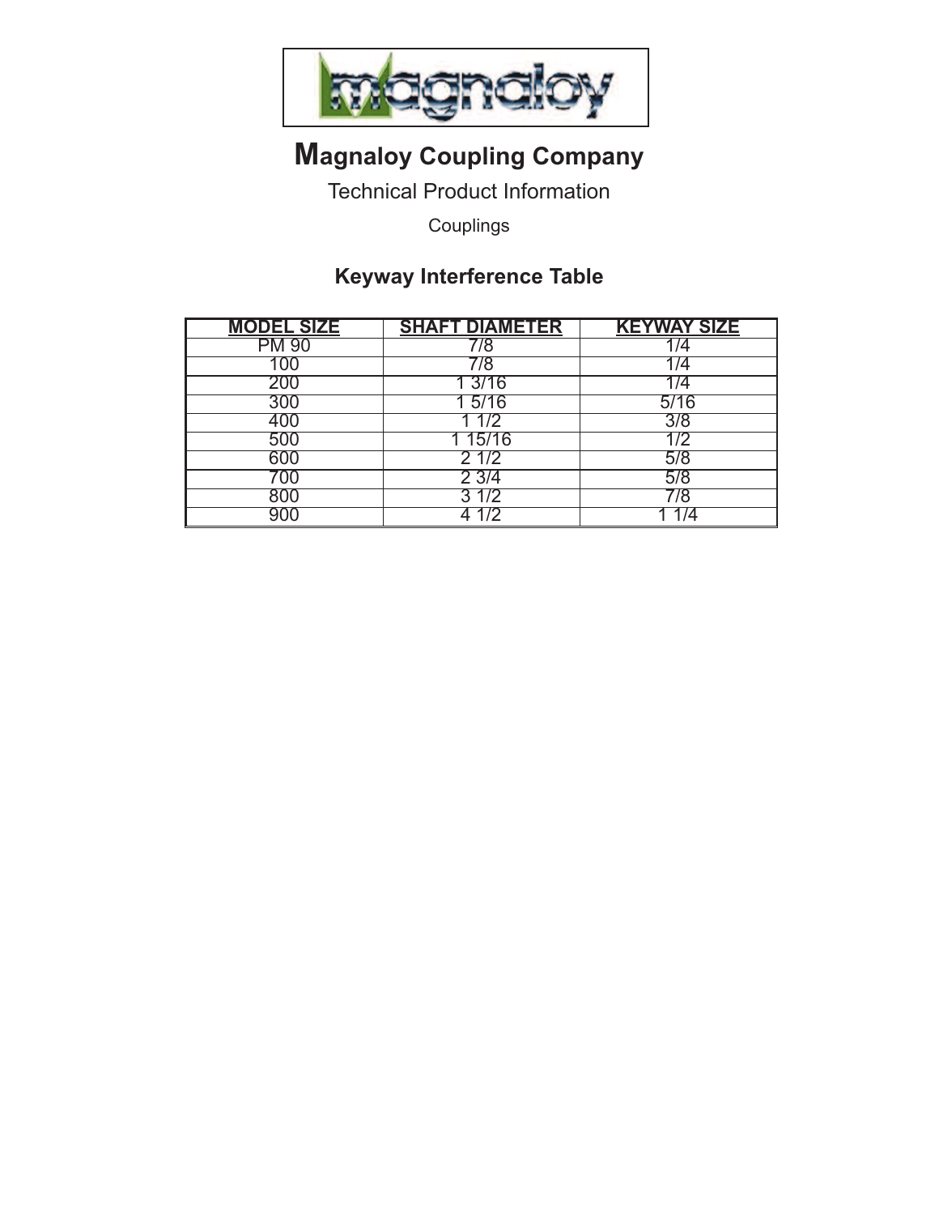# Magnaloy Coupling Company

Technical Product Information

Couplings

## Keyway Interference Table

| MODEL SIZE | SHAFT DIAMETER | KEYWAY SIZE |
|---|---|---|
| PM 90 | 7/8 | 1/4 |
| 100 | 7/8 | 1/4 |
| 200 | 1 3/16 | 1/4 |
| 300 | 1 5/16 | 5/16 |
| 400 | 1 1/2 | 3/8 |
| 500 | 1 15/16 | 1/2 |
| 600 | 2 1/2 | 5/8 |
| 700 | 2 3/4 | 5/8 |
| 800 | 3 1/2 | 7/8 |
| 900 | 4 1/2 | 1 1/4 |